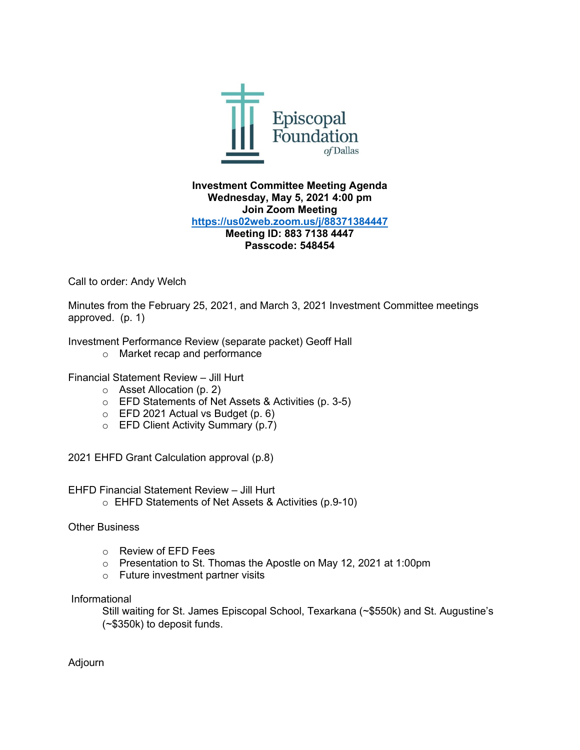Episcopal Foundation *of* Dallas

**Investment Committee Meeting Agenda**
**Wednesday, May 5, 2021 4:00 pm**
**Join Zoom Meeting**
**https://us02web.zoom.us/j/88371384447**
**Meeting ID: 883 7138 4447**
**Passcode: 548454**

Call to order: Andy Welch

Minutes from the February 25, 2021, and March 3, 2021 Investment Committee meetings approved. (p. 1)

Investment Performance Review (separate packet) Geoff Hall

- Market recap and performance

Financial Statement Review – Jill Hurt

- Asset Allocation (p. 2)
- EFD Statements of Net Assets & Activities (p. 3-5)
- EFD 2021 Actual vs Budget (p. 6)
- EFD Client Activity Summary (p.7)

2021 EHFD Grant Calculation approval (p.8)

EHFD Financial Statement Review – Jill Hurt

- EHFD Statements of Net Assets & Activities (p.9-10)

Other Business

- Review of EFD Fees
- Presentation to St. Thomas the Apostle on May 12, 2021 at 1:00pm
- Future investment partner visits

Informational

Still waiting for St. James Episcopal School, Texarkana (~$550k) and St. Augustine's (~$350k) to deposit funds.

Adjourn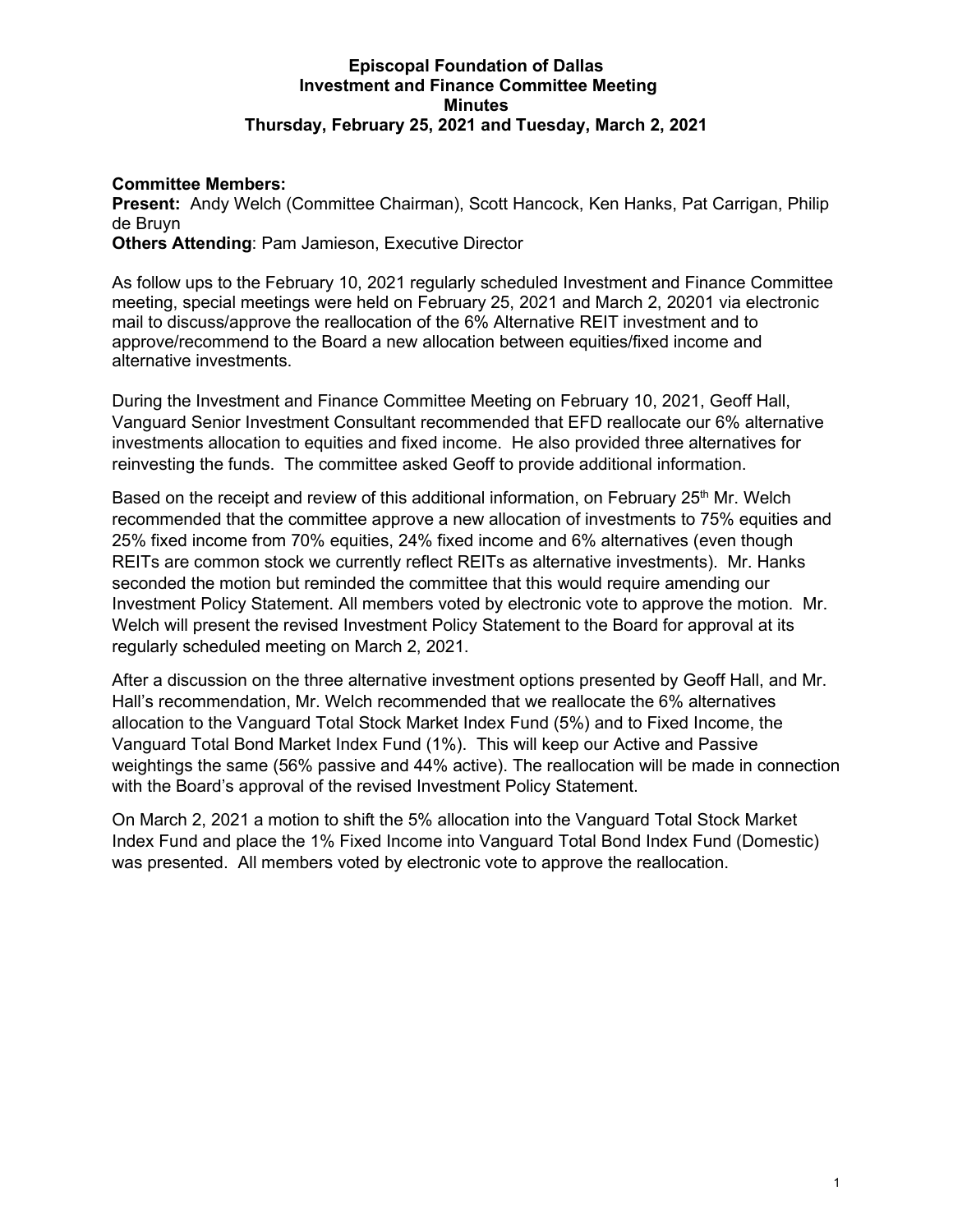**Episcopal Foundation of Dallas**
**Investment and Finance Committee Meeting**
**Minutes**
**Thursday, February 25, 2021 and Tuesday, March 2, 2021**

**Committee Members:**
**Present:** Andy Welch (Committee Chairman), Scott Hancock, Ken Hanks, Pat Carrigan, Philip de Bruyn
**Others Attending**: Pam Jamieson, Executive Director

As follow ups to the February 10, 2021 regularly scheduled Investment and Finance Committee meeting, special meetings were held on February 25, 2021 and March 2, 20201 via electronic mail to discuss/approve the reallocation of the 6% Alternative REIT investment and to approve/recommend to the Board a new allocation between equities/fixed income and alternative investments.

During the Investment and Finance Committee Meeting on February 10, 2021, Geoff Hall, Vanguard Senior Investment Consultant recommended that EFD reallocate our 6% alternative investments allocation to equities and fixed income. He also provided three alternatives for reinvesting the funds. The committee asked Geoff to provide additional information.

Based on the receipt and review of this additional information, on February 25th Mr. Welch recommended that the committee approve a new allocation of investments to 75% equities and 25% fixed income from 70% equities, 24% fixed income and 6% alternatives (even though REITs are common stock we currently reflect REITs as alternative investments). Mr. Hanks seconded the motion but reminded the committee that this would require amending our Investment Policy Statement. All members voted by electronic vote to approve the motion. Mr. Welch will present the revised Investment Policy Statement to the Board for approval at its regularly scheduled meeting on March 2, 2021.

After a discussion on the three alternative investment options presented by Geoff Hall, and Mr. Hall's recommendation, Mr. Welch recommended that we reallocate the 6% alternatives allocation to the Vanguard Total Stock Market Index Fund (5%) and to Fixed Income, the Vanguard Total Bond Market Index Fund (1%). This will keep our Active and Passive weightings the same (56% passive and 44% active). The reallocation will be made in connection with the Board's approval of the revised Investment Policy Statement.

On March 2, 2021 a motion to shift the 5% allocation into the Vanguard Total Stock Market Index Fund and place the 1% Fixed Income into Vanguard Total Bond Index Fund (Domestic) was presented. All members voted by electronic vote to approve the reallocation.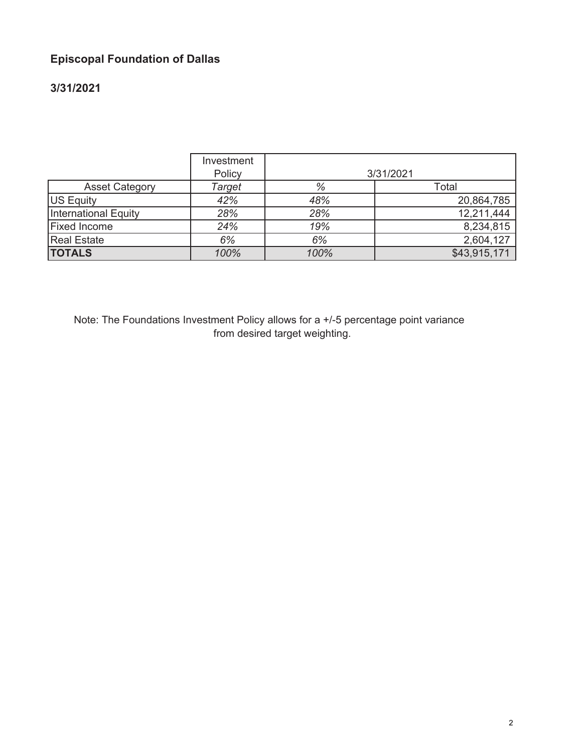**Episcopal Foundation of Dallas**

**3/31/2021**

| | Investment Policy | 3/31/2021 | |
|---|---|---|---|
| Asset Category | *Target* | *%* | Total |
| US Equity | *42%* | *48%* | 20,864,785 |
| International Equity | *28%* | *28%* | 12,211,444 |
| Fixed Income | *24%* | *19%* | 8,234,815 |
| Real Estate | *6%* | *6%* | 2,604,127 |
| **TOTALS** | *100%* | *100%* | $43,915,171 |

Note: The Foundations Investment Policy allows for a +/-5 percentage point variance from desired target weighting.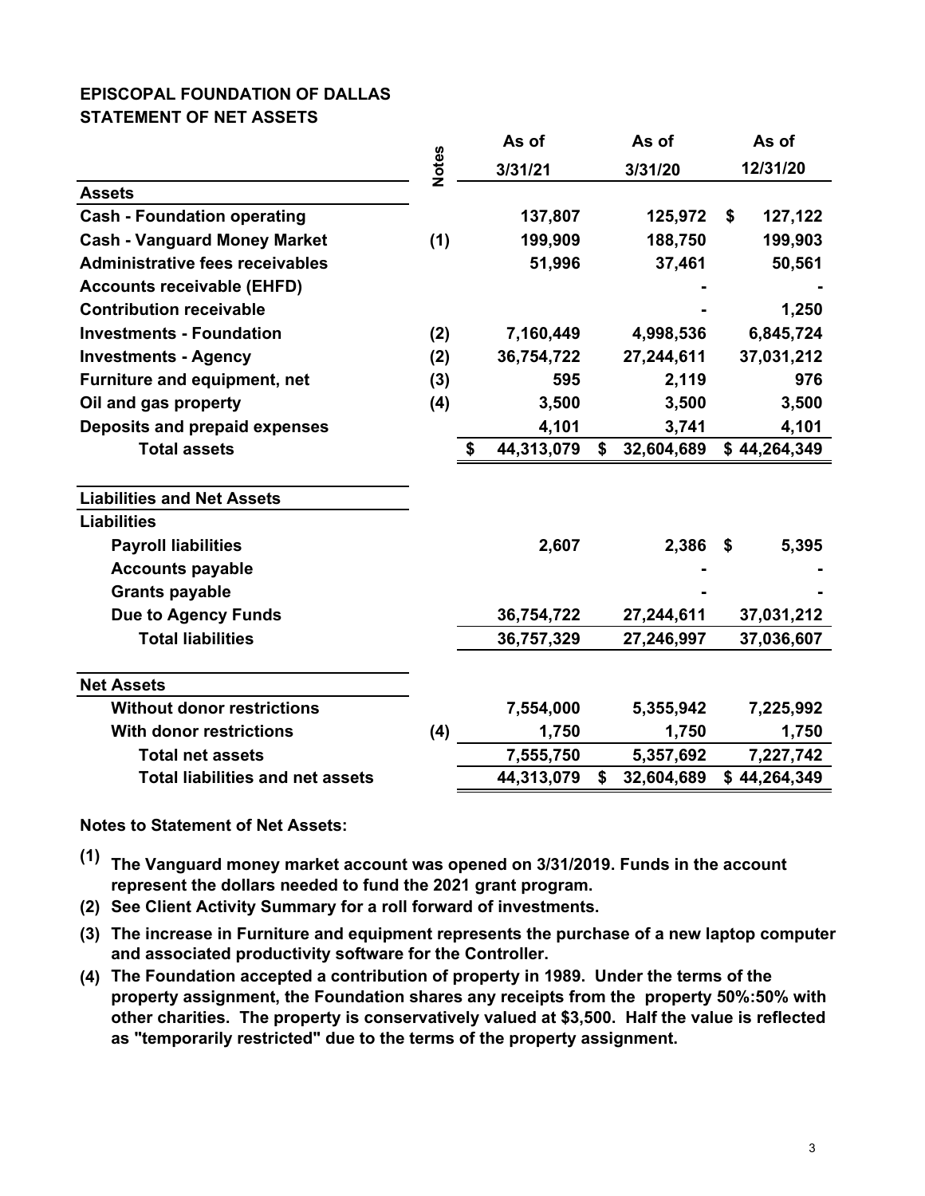# EPISCOPAL FOUNDATION OF DALLAS
## STATEMENT OF NET ASSETS

| | Notes | As of 3/31/21 | As of 3/31/20 | As of 12/31/20 |
|---|---|---|---|---|
| **Assets** | | | | |
| **Cash - Foundation operating** | | 137,807 | 125,972 | $ 127,122 |
| **Cash - Vanguard Money Market** | (1) | 199,909 | 188,750 | 199,903 |
| **Administrative fees receivables** | | 51,996 | 37,461 | 50,561 |
| **Accounts receivable (EHFD)** | | | - | - |
| **Contribution receivable** | | | - | 1,250 |
| **Investments - Foundation** | (2) | 7,160,449 | 4,998,536 | 6,845,724 |
| **Investments - Agency** | (2) | 36,754,722 | 27,244,611 | 37,031,212 |
| **Furniture and equipment, net** | (3) | 595 | 2,119 | 976 |
| **Oil and gas property** | (4) | 3,500 | 3,500 | 3,500 |
| **Deposits and prepaid expenses** | | 4,101 | 3,741 | 4,101 |
| **Total assets** | | $ 44,313,079 | $ 32,604,689 | $ 44,264,349 |
| | | | | |
| **Liabilities and Net Assets** | | | | |
| **Liabilities** | | | | |
| **Payroll liabilities** | | 2,607 | 2,386 | $ 5,395 |
| **Accounts payable** | | | - | - |
| **Grants payable** | | | - | - |
| **Due to Agency Funds** | | 36,754,722 | 27,244,611 | 37,031,212 |
| **Total liabilities** | | 36,757,329 | 27,246,997 | 37,036,607 |
| | | | | |
| **Net Assets** | | | | |
| **Without donor restrictions** | | 7,554,000 | 5,355,942 | 7,225,992 |
| **With donor restrictions** | (4) | 1,750 | 1,750 | 1,750 |
| **Total net assets** | | 7,555,750 | 5,357,692 | 7,227,742 |
| **Total liabilities and net assets** | | 44,313,079 | $ 32,604,689 | $ 44,264,349 |

**Notes to Statement of Net Assets:**

**(1)** **The Vanguard money market account was opened on 3/31/2019. Funds in the account represent the dollars needed to fund the 2021 grant program.**

**(2)** **See Client Activity Summary for a roll forward of investments.**

**(3)** **The increase in Furniture and equipment represents the purchase of a new laptop computer and associated productivity software for the Controller.**

**(4)** **The Foundation accepted a contribution of property in 1989. Under the terms of the property assignment, the Foundation shares any receipts from the property 50%:50% with other charities. The property is conservatively valued at $3,500. Half the value is reflected as "temporarily restricted" due to the terms of the property assignment.**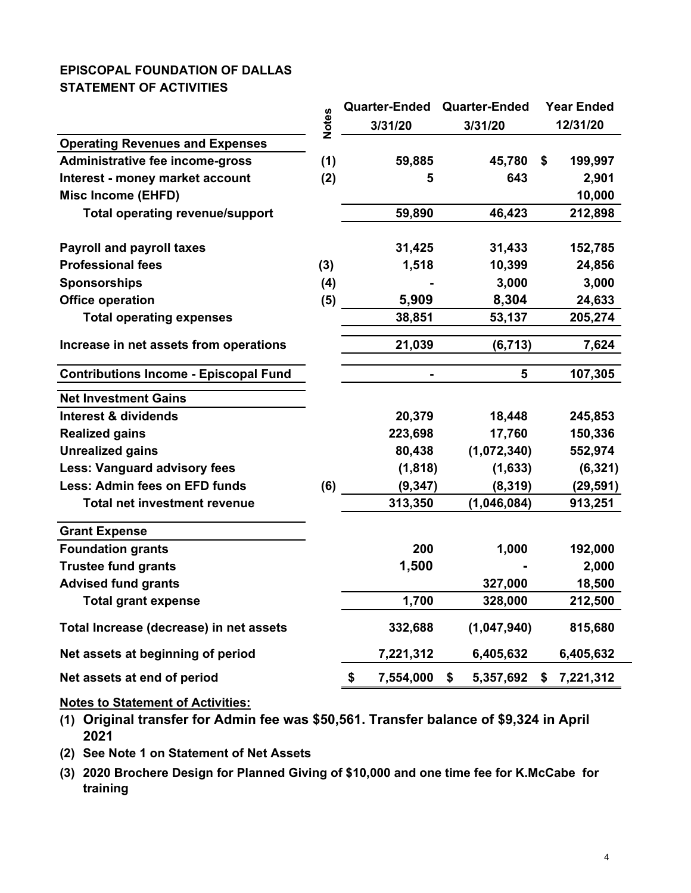**EPISCOPAL FOUNDATION OF DALLAS**
**STATEMENT OF ACTIVITIES**

| | Notes | Quarter-Ended 3/31/20 | Quarter-Ended 3/31/20 | Year Ended 12/31/20 |
|---|---|---|---|---|
| **Operating Revenues and Expenses** | | | | |
| **Administrative fee income-gross** | (1) | 59,885 | 45,780 | $ 199,997 |
| **Interest - money market account** | (2) | 5 | 643 | 2,901 |
| **Misc Income (EHFD)** | | | | 10,000 |
| **Total operating revenue/support** | | 59,890 | 46,423 | 212,898 |
| | | | | |
| **Payroll and payroll taxes** | | 31,425 | 31,433 | 152,785 |
| **Professional fees** | (3) | 1,518 | 10,399 | 24,856 |
| **Sponsorships** | (4) | - | 3,000 | 3,000 |
| **Office operation** | (5) | 5,909 | 8,304 | 24,633 |
| **Total operating expenses** | | 38,851 | 53,137 | 205,274 |
| | | | | |
| **Increase in net assets from operations** | | 21,039 | (6,713) | 7,624 |
| | | | | |
| **Contributions Income - Episcopal Fund** | | - | 5 | 107,305 |
| | | | | |
| **Net Investment Gains** | | | | |
| **Interest & dividends** | | 20,379 | 18,448 | 245,853 |
| **Realized gains** | | 223,698 | 17,760 | 150,336 |
| **Unrealized gains** | | 80,438 | (1,072,340) | 552,974 |
| **Less: Vanguard advisory fees** | | (1,818) | (1,633) | (6,321) |
| **Less: Admin fees on EFD funds** | (6) | (9,347) | (8,319) | (29,591) |
| **Total net investment revenue** | | 313,350 | (1,046,084) | 913,251 |
| | | | | |
| **Grant Expense** | | | | |
| **Foundation grants** | | 200 | 1,000 | 192,000 |
| **Trustee fund grants** | | 1,500 | - | 2,000 |
| **Advised fund grants** | | | 327,000 | 18,500 |
| **Total grant expense** | | 1,700 | 328,000 | 212,500 |
| | | | | |
| **Total Increase (decrease) in net assets** | | 332,688 | (1,047,940) | 815,680 |
| | | | | |
| **Net assets at beginning of period** | | 7,221,312 | 6,405,632 | 6,405,632 |
| | | | | |
| **Net assets at end of period** | | $ 7,554,000 | $ 5,357,692 | $ 7,221,312 |

**Notes to Statement of Activities:**

**(1) Original transfer for Admin fee was $50,561. Transfer balance of $9,324 in April 2021**

**(2) See Note 1 on Statement of Net Assets**

**(3) 2020 Brochere Design for Planned Giving of $10,000 and one time fee for K.McCabe for training**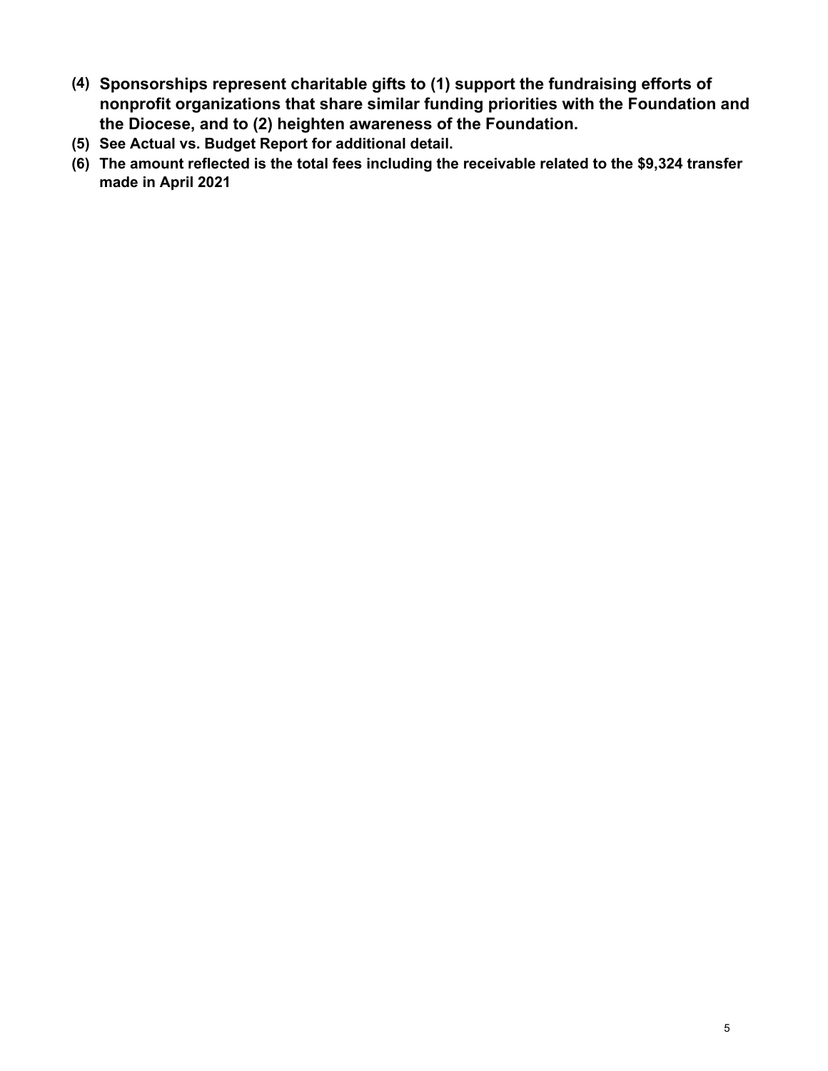**(4) Sponsorships represent charitable gifts to (1) support the fundraising efforts of nonprofit organizations that share similar funding priorities with the Foundation and the Diocese, and to (2) heighten awareness of the Foundation.**

**(5) See Actual vs. Budget Report for additional detail.**

**(6) The amount reflected is the total fees including the receivable related to the $9,324 transfer made in April 2021**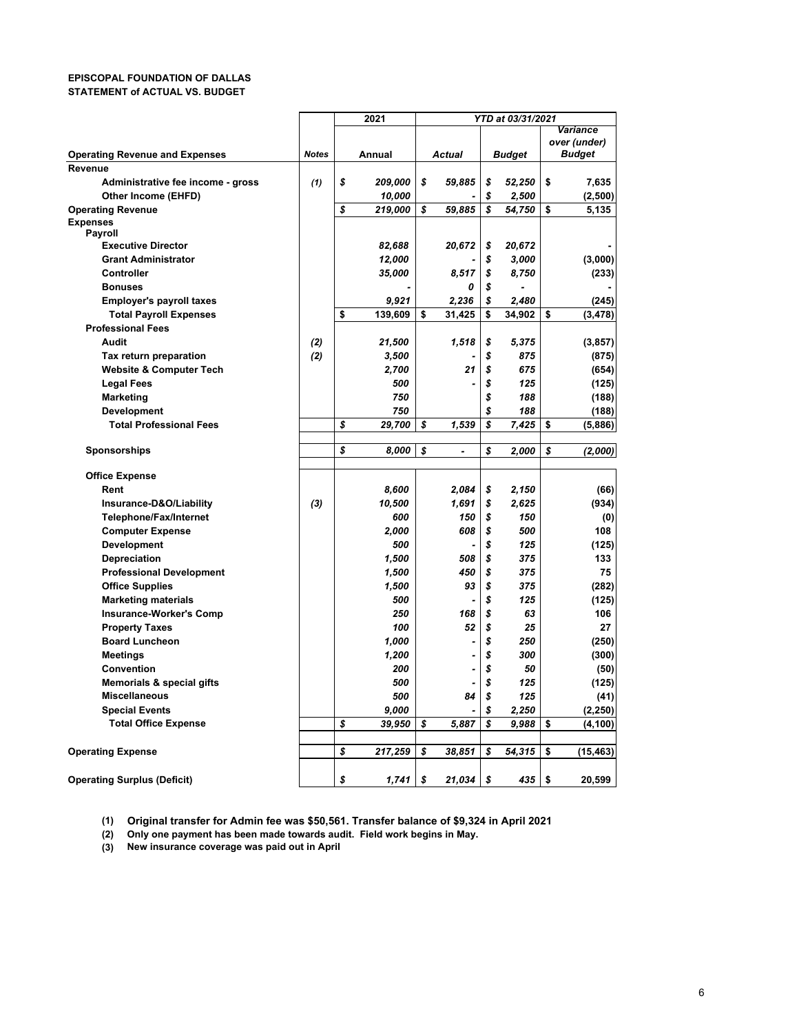**EPISCOPAL FOUNDATION OF DALLAS**
**STATEMENT of ACTUAL VS. BUDGET**

| | | 2021 | YTD at 03/31/2021 | | |
|---|---|---|---|---|---|
| **Operating Revenue and Expenses** | **Notes** | **Annual** | **Actual** | **Budget** | **Variance over (under) Budget** |
| **Revenue** | | | | | |
| Administrative fee income - gross | (1) | $ 209,000 | $ 59,885 | $ 52,250 | $ 7,635 |
| Other Income (EHFD) | | 10,000 | - | $ 2,500 | (2,500) |
| **Operating Revenue** | | $ 219,000 | $ 59,885 | $ 54,750 | $ 5,135 |
| **Expenses** | | | | | |
| **Payroll** | | | | | |
| Executive Director | | 82,688 | 20,672 | $ 20,672 | - |
| Grant Administrator | | 12,000 | - | $ 3,000 | (3,000) |
| Controller | | 35,000 | 8,517 | $ 8,750 | (233) |
| Bonuses | | - | 0 | $ - | - |
| Employer's payroll taxes | | 9,921 | 2,236 | $ 2,480 | (245) |
| **Total Payroll Expenses** | | $ 139,609 | $ 31,425 | $ 34,902 | $ (3,478) |
| **Professional Fees** | | | | | |
| Audit | (2) | 21,500 | 1,518 | $ 5,375 | (3,857) |
| Tax return preparation | (2) | 3,500 | - | $ 875 | (875) |
| Website & Computer Tech | | 2,700 | 21 | $ 675 | (654) |
| Legal Fees | | 500 | - | $ 125 | (125) |
| Marketing | | 750 | | $ 188 | (188) |
| Development | | 750 | | $ 188 | (188) |
| **Total Professional Fees** | | $ 29,700 | $ 1,539 | $ 7,425 | $ (5,886) |
| **Sponsorships** | | $ 8,000 | $ - | $ 2,000 | $ (2,000) |
| **Office Expense** | | | | | |
| Rent | | 8,600 | 2,084 | $ 2,150 | (66) |
| Insurance-D&O/Liability | (3) | 10,500 | 1,691 | $ 2,625 | (934) |
| Telephone/Fax/Internet | | 600 | 150 | $ 150 | (0) |
| Computer Expense | | 2,000 | 608 | $ 500 | 108 |
| Development | | 500 | - | $ 125 | (125) |
| Depreciation | | 1,500 | 508 | $ 375 | 133 |
| Professional Development | | 1,500 | 450 | $ 375 | 75 |
| Office Supplies | | 1,500 | 93 | $ 375 | (282) |
| Marketing materials | | 500 | - | $ 125 | (125) |
| Insurance-Worker's Comp | | 250 | 168 | $ 63 | 106 |
| Property Taxes | | 100 | 52 | $ 25 | 27 |
| Board Luncheon | | 1,000 | - | $ 250 | (250) |
| Meetings | | 1,200 | - | $ 300 | (300) |
| Convention | | 200 | - | $ 50 | (50) |
| Memorials & special gifts | | 500 | - | $ 125 | (125) |
| Miscellaneous | | 500 | 84 | $ 125 | (41) |
| Special Events | | 9,000 | - | $ 2,250 | (2,250) |
| **Total Office Expense** | | $ 39,950 | $ 5,887 | $ 9,988 | $ (4,100) |
| **Operating Expense** | | $ 217,259 | $ 38,851 | $ 54,315 | $ (15,463) |
| **Operating Surplus (Deficit)** | | $ 1,741 | $ 21,034 | $ 435 | $ 20,599 |

(1) Original transfer for Admin fee was $50,561. Transfer balance of $9,324 in April 2021
(2) Only one payment has been made towards audit. Field work begins in May.
(3) New insurance coverage was paid out in April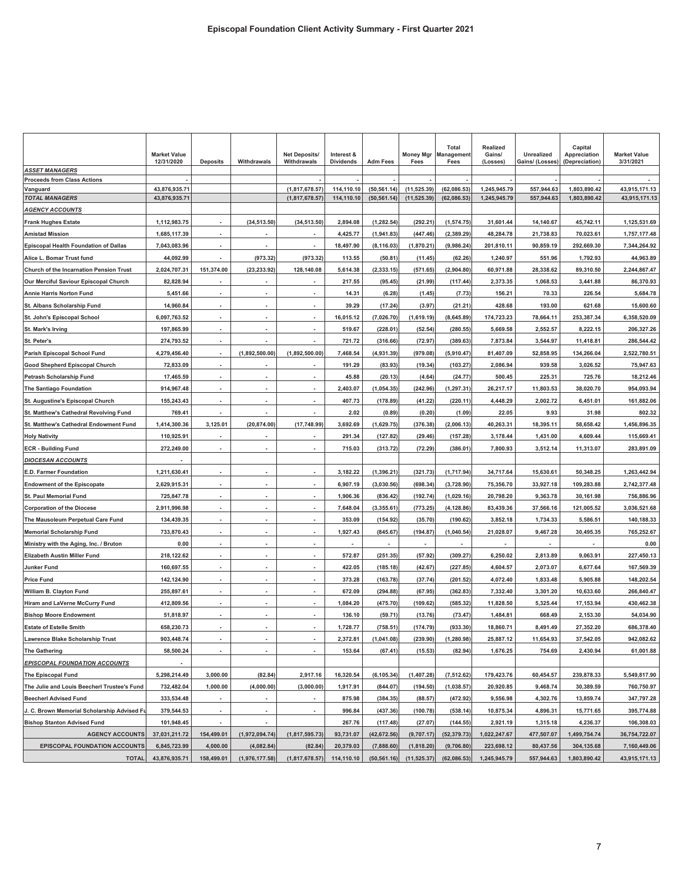# Episcopal Foundation Client Activity Summary - First Quarter 2021

| | Market Value 12/31/2020 | Deposits | Withdrawals | Net Deposits/ Withdrawals | Interest & Dividends | Adm Fees | Money Mgr Fees | Total Management Fees | Realized Gains/ (Losses) | Unrealized Gains/ (Losses) | Capital Appreciation (Depreciation) | Market Value 3/31/2021 |
|---|---|---|---|---|---|---|---|---|---|---|---|---|
| ***ASSET MANAGERS*** | | | | | | | | | | | | |
| **Proceeds from Class Actions** | - | | | - | - | - | - | - | - | - | - | - |
| **Vanguard** | 43,876,935.71 | | | (1,817,678.57) | 114,110.10 | (50,561.14) | (11,525.39) | (62,086.53) | 1,245,945.79 | 557,944.63 | 1,803,890.42 | 43,915,171.13 |
| ***TOTAL MANAGERS*** | 43,876,935.71 | | | (1,817,678.57) | 114,110.10 | (50,561.14) | (11,525.39) | (62,086.53) | 1,245,945.79 | 557,944.63 | 1,803,890.42 | 43,915,171.13 |
| ***AGENCY ACCOUNTS*** | | | | | | | | | | | | |
| **Frank Hughes Estate** | 1,112,983.75 | - | (34,513.50) | (34,513.50) | 2,894.08 | (1,282.54) | (292.21) | (1,574.75) | 31,601.44 | 14,140.67 | 45,742.11 | 1,125,531.69 |
| **Amistad Mission** | 1,685,117.39 | - | - | - | 4,425.77 | (1,941.83) | (447.46) | (2,389.29) | 48,284.78 | 21,738.83 | 70,023.61 | 1,757,177.48 |
| **Episcopal Health Foundation of Dallas** | 7,043,083.96 | - | - | - | 18,497.90 | (8,116.03) | (1,870.21) | (9,986.24) | 201,810.11 | 90,859.19 | 292,669.30 | 7,344,264.92 |
| **Alice L. Bomar Trust fund** | 44,092.99 | - | (973.32) | (973.32) | 113.55 | (50.81) | (11.45) | (62.26) | 1,240.97 | 551.96 | 1,792.93 | 44,963.89 |
| **Church of the Incarnation Pension Trust** | 2,024,707.31 | 151,374.00 | (23,233.92) | 128,140.08 | 5,614.38 | (2,333.15) | (571.65) | (2,904.80) | 60,971.88 | 28,338.62 | 89,310.50 | 2,244,867.47 |
| **Our Merciful Saviour Episcopal Church** | 82,828.94 | - | - | - | 217.55 | (95.45) | (21.99) | (117.44) | 2,373.35 | 1,068.53 | 3,441.88 | 86,370.93 |
| **Annie Harris Norton Fund** | 5,451.66 | - | - | - | 14.31 | (6.28) | (1.45) | (7.73) | 156.21 | 70.33 | 226.54 | 5,684.78 |
| **St. Albans Scholarship Fund** | 14,960.84 | - | - | - | 39.29 | (17.24) | (3.97) | (21.21) | 428.68 | 193.00 | 621.68 | 15,600.60 |
| **St. John's Episcopal School** | 6,097,763.52 | - | - | - | 16,015.12 | (7,026.70) | (1,619.19) | (8,645.89) | 174,723.23 | 78,664.11 | 253,387.34 | 6,358,520.09 |
| **St. Mark's Irving** | 197,865.99 | - | - | - | 519.67 | (228.01) | (52.54) | (280.55) | 5,669.58 | 2,552.57 | 8,222.15 | 206,327.26 |
| **St. Peter's** | 274,793.52 | - | - | - | 721.72 | (316.66) | (72.97) | (389.63) | 7,873.84 | 3,544.97 | 11,418.81 | 286,544.42 |
| **Parish Episcopal School Fund** | 4,279,456.40 | - | (1,892,500.00) | (1,892,500.00) | 7,468.54 | (4,931.39) | (979.08) | (5,910.47) | 81,407.09 | 52,858.95 | 134,266.04 | 2,522,780.51 |
| **Good Shepherd Episcopal Church** | 72,833.09 | - | - | - | 191.29 | (83.93) | (19.34) | (103.27) | 2,086.94 | 939.58 | 3,026.52 | 75,947.63 |
| **Petrash Scholarship Fund** | 17,465.59 | - | - | - | 45.88 | (20.13) | (4.64) | (24.77) | 500.45 | 225.31 | 725.76 | 18,212.46 |
| **The Santiago Foundation** | 914,967.48 | - | - | - | 2,403.07 | (1,054.35) | (242.96) | (1,297.31) | 26,217.17 | 11,803.53 | 38,020.70 | 954,093.94 |
| **St. Augustine's Episcopal Church** | 155,243.43 | - | - | - | 407.73 | (178.89) | (41.22) | (220.11) | 4,448.29 | 2,002.72 | 6,451.01 | 161,882.06 |
| **St. Matthew's Cathedral Revolving Fund** | 769.41 | - | - | - | 2.02 | (0.89) | (0.20) | (1.09) | 22.05 | 9.93 | 31.98 | 802.32 |
| **St. Matthew's Cathedral Endowment Fund** | 1,414,300.36 | 3,125.01 | (20,874.00) | (17,748.99) | 3,692.69 | (1,629.75) | (376.38) | (2,006.13) | 40,263.31 | 18,395.11 | 58,658.42 | 1,456,896.35 |
| **Holy Nativity** | 110,925.91 | - | - | - | 291.34 | (127.82) | (29.46) | (157.28) | 3,178.44 | 1,431.00 | 4,609.44 | 115,669.41 |
| **ECR - Building Fund** | 272,249.00 | - | - | - | 715.03 | (313.72) | (72.29) | (386.01) | 7,800.93 | 3,512.14 | 11,313.07 | 283,891.09 |
| ***DIOCESAN ACCOUNTS*** | - | | | | | | | | | | | |
| **E.D. Farmer Foundation** | 1,211,630.41 | - | - | - | 3,182.22 | (1,396.21) | (321.73) | (1,717.94) | 34,717.64 | 15,630.61 | 50,348.25 | 1,263,442.94 |
| **Endowment of the Episcopate** | 2,629,915.31 | - | - | - | 6,907.19 | (3,030.56) | (698.34) | (3,728.90) | 75,356.70 | 33,927.18 | 109,283.88 | 2,742,377.48 |
| **St. Paul Memorial Fund** | 725,847.78 | - | - | - | 1,906.36 | (836.42) | (192.74) | (1,029.16) | 20,798.20 | 9,363.78 | 30,161.98 | 756,886.96 |
| **Corporation of the Diocese** | 2,911,996.98 | - | - | - | 7,648.04 | (3,355.61) | (773.25) | (4,128.86) | 83,439.36 | 37,566.16 | 121,005.52 | 3,036,521.68 |
| **The Mausoleum Perpetual Care Fund** | 134,439.35 | - | - | - | 353.09 | (154.92) | (35.70) | (190.62) | 3,852.18 | 1,734.33 | 5,586.51 | 140,188.33 |
| **Memorial Scholarship Fund** | 733,870.43 | - | - | - | 1,927.43 | (845.67) | (194.87) | (1,040.54) | 21,028.07 | 9,467.28 | 30,495.35 | 765,252.67 |
| **Ministry with the Aging, Inc. / Bruton** | 0.00 | - | - | - | - | - | - | - | - | - | - | 0.00 |
| **Elizabeth Austin Miller Fund** | 218,122.62 | - | - | - | 572.87 | (251.35) | (57.92) | (309.27) | 6,250.02 | 2,813.89 | 9,063.91 | 227,450.13 |
| **Junker Fund** | 160,697.55 | - | - | - | 422.05 | (185.18) | (42.67) | (227.85) | 4,604.57 | 2,073.07 | 6,677.64 | 167,569.39 |
| **Price Fund** | 142,124.90 | - | - | - | 373.28 | (163.78) | (37.74) | (201.52) | 4,072.40 | 1,833.48 | 5,905.88 | 148,202.54 |
| **William B. Clayton Fund** | 255,897.61 | - | - | - | 672.09 | (294.88) | (67.95) | (362.83) | 7,332.40 | 3,301.20 | 10,633.60 | 266,840.47 |
| **Hiram and LaVerne McCurry Fund** | 412,809.56 | - | - | - | 1,084.20 | (475.70) | (109.62) | (585.32) | 11,828.50 | 5,325.44 | 17,153.94 | 430,462.38 |
| **Bishop Moore Endowment** | 51,818.97 | - | - | - | 136.10 | (59.71) | (13.76) | (73.47) | 1,484.81 | 668.49 | 2,153.30 | 54,034.90 |
| **Estate of Estelle Smith** | 658,230.73 | - | - | - | 1,728.77 | (758.51) | (174.79) | (933.30) | 18,860.71 | 8,491.49 | 27,352.20 | 686,378.40 |
| **Lawrence Blake Scholarship Trust** | 903,448.74 | - | - | - | 2,372.81 | (1,041.08) | (239.90) | (1,280.98) | 25,887.12 | 11,654.93 | 37,542.05 | 942,082.62 |
| **The Gathering** | 58,500.24 | - | - | - | 153.64 | (67.41) | (15.53) | (82.94) | 1,676.25 | 754.69 | 2,430.94 | 61,001.88 |
| ***EPISCOPAL FOUNDATION ACCOUNTS*** | - | | | | | | | | | | | |
| **The Episcopal Fund** | 5,298,214.49 | 3,000.00 | (82.84) | 2,917.16 | 16,320.54 | (6,105.34) | (1,407.28) | (7,512.62) | 179,423.76 | 60,454.57 | 239,878.33 | 5,549,817.90 |
| **The Julie and Louis Beecherl Trustee's Fund** | 732,482.04 | 1,000.00 | (4,000.00) | (3,000.00) | 1,917.91 | (844.07) | (194.50) | (1,038.57) | 20,920.85 | 9,468.74 | 30,389.59 | 760,750.97 |
| **Beecherl Advised Fund** | 333,534.48 | - | - | - | 875.98 | (384.35) | (88.57) | (472.92) | 9,556.98 | 4,302.76 | 13,859.74 | 347,797.28 |
| **J. C. Brown Memorial Scholarship Advised Fu** | 379,544.53 | - | - | - | 996.84 | (437.36) | (100.78) | (538.14) | 10,875.34 | 4,896.31 | 15,771.65 | 395,774.88 |
| **Bishop Stanton Advised Fund** | 101,948.45 | - | - | | 267.76 | (117.48) | (27.07) | (144.55) | 2,921.19 | 1,315.18 | 4,236.37 | 106,308.03 |
| **AGENCY ACCOUNTS** | 37,031,211.72 | 154,499.01 | (1,972,094.74) | (1,817,595.73) | 93,731.07 | (42,672.56) | (9,707.17) | (52,379.73) | 1,022,247.67 | 477,507.07 | 1,499,754.74 | 36,754,722.07 |
| **EPISCOPAL FOUNDATION ACCOUNTS** | 6,845,723.99 | 4,000.00 | (4,082.84) | (82.84) | 20,379.03 | (7,888.60) | (1,818.20) | (9,706.80) | 223,698.12 | 80,437.56 | 304,135.68 | 7,160,449.06 |
| **TOTAL** | 43,876,935.71 | 158,499.01 | (1,976,177.58) | (1,817,678.57) | 114,110.10 | (50,561.16) | (11,525.37) | (62,086.53) | 1,245,945.79 | 557,944.63 | 1,803,890.42 | 43,915,171.13 |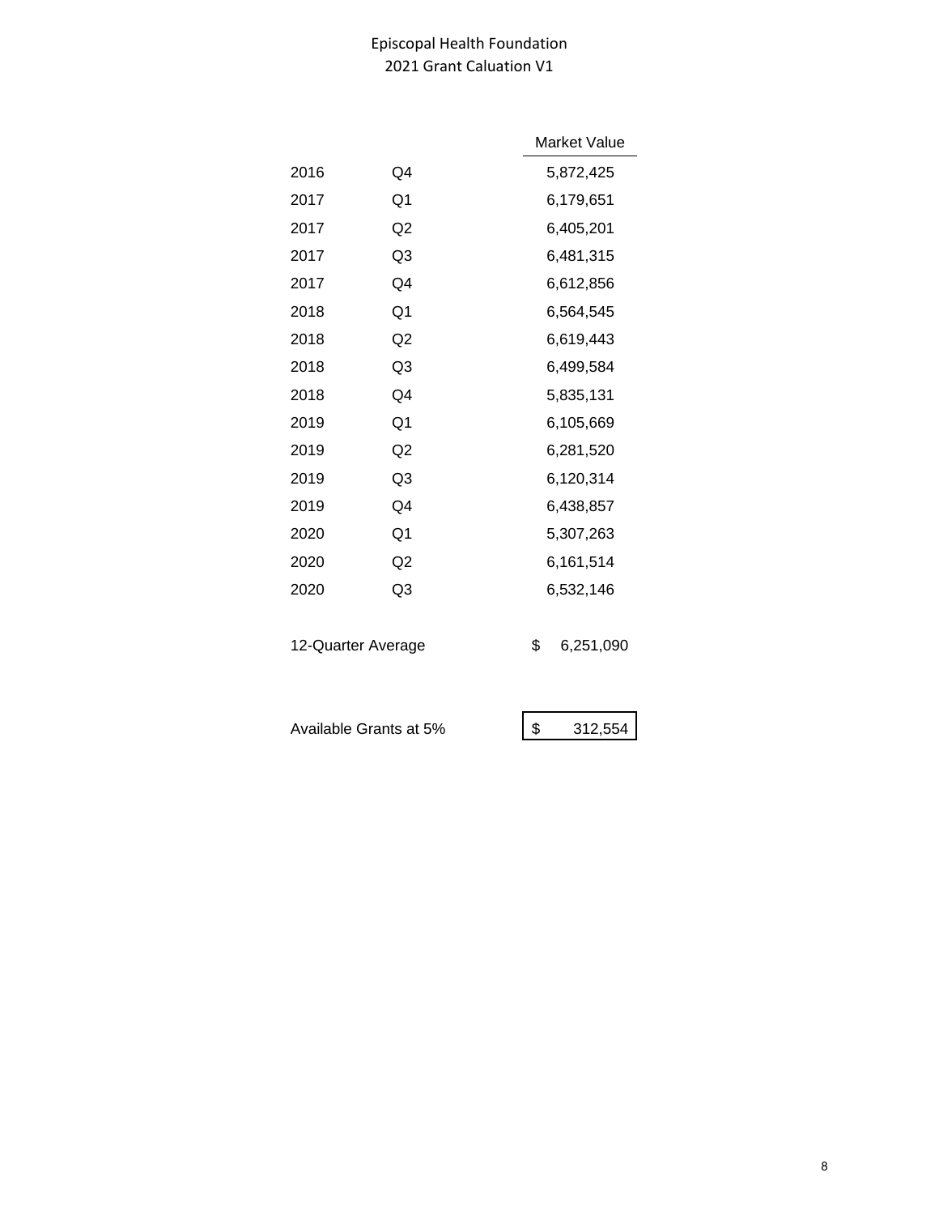# Episcopal Health Foundation
## 2021 Grant Caluation V1

| Year | Quarter | Market Value |
|---|---|---|
| 2016 | Q4 | 5,872,425 |
| 2017 | Q1 | 6,179,651 |
| 2017 | Q2 | 6,405,201 |
| 2017 | Q3 | 6,481,315 |
| 2017 | Q4 | 6,612,856 |
| 2018 | Q1 | 6,564,545 |
| 2018 | Q2 | 6,619,443 |
| 2018 | Q3 | 6,499,584 |
| 2018 | Q4 | 5,835,131 |
| 2019 | Q1 | 6,105,669 |
| 2019 | Q2 | 6,281,520 |
| 2019 | Q3 | 6,120,314 |
| 2019 | Q4 | 6,438,857 |
| 2020 | Q1 | 5,307,263 |
| 2020 | Q2 | 6,161,514 |
| 2020 | Q3 | 6,532,146 |
| 12-Quarter Average | | $ 6,251,090 |
| Available Grants at 5% | | $ 312,554 |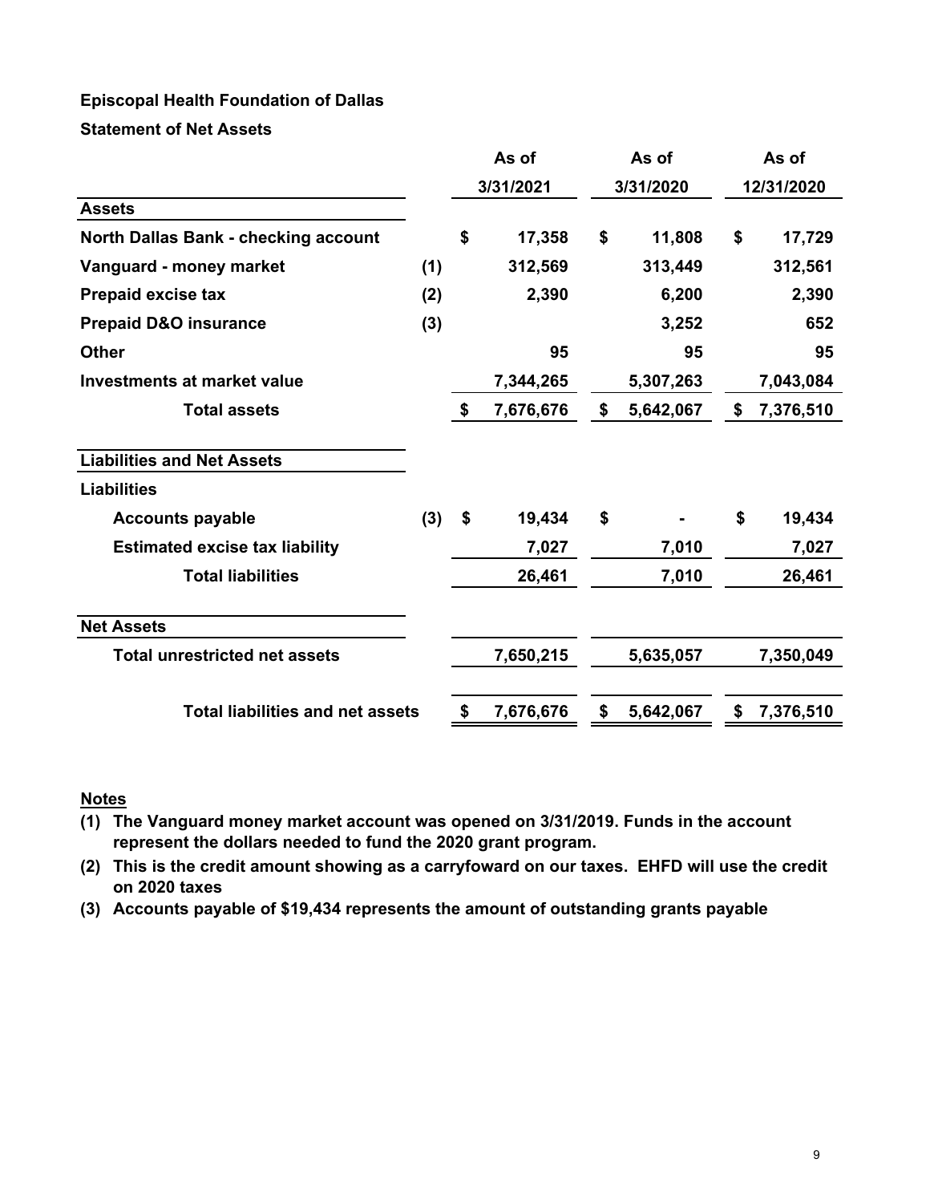**Episcopal Health Foundation of Dallas**

**Statement of Net Assets**

| | | As of 3/31/2021 | As of 3/31/2020 | As of 12/31/2020 |
|---|---|---|---|---|
| **Assets** | | | | |
| **North Dallas Bank - checking account** | | $ 17,358 | $ 11,808 | $ 17,729 |
| **Vanguard - money market** | (1) | 312,569 | 313,449 | 312,561 |
| **Prepaid excise tax** | (2) | 2,390 | 6,200 | 2,390 |
| **Prepaid D&O insurance** | (3) | | 3,252 | 652 |
| **Other** | | 95 | 95 | 95 |
| **Investments at market value** | | 7,344,265 | 5,307,263 | 7,043,084 |
| **Total assets** | | $ 7,676,676 | $ 5,642,067 | $ 7,376,510 |
| **Liabilities and Net Assets** | | | | |
| **Liabilities** | | | | |
| **Accounts payable** | (3) | $ 19,434 | $ - | $ 19,434 |
| **Estimated excise tax liability** | | 7,027 | 7,010 | 7,027 |
| **Total liabilities** | | 26,461 | 7,010 | 26,461 |
| **Net Assets** | | | | |
| **Total unrestricted net assets** | | 7,650,215 | 5,635,057 | 7,350,049 |
| **Total liabilities and net assets** | | $ 7,676,676 | $ 5,642,067 | $ 7,376,510 |

**Notes**

**(1) The Vanguard money market account was opened on 3/31/2019. Funds in the account represent the dollars needed to fund the 2020 grant program.**

**(2) This is the credit amount showing as a carryfoward on our taxes. EHFD will use the credit on 2020 taxes**

**(3) Accounts payable of $19,434 represents the amount of outstanding grants payable**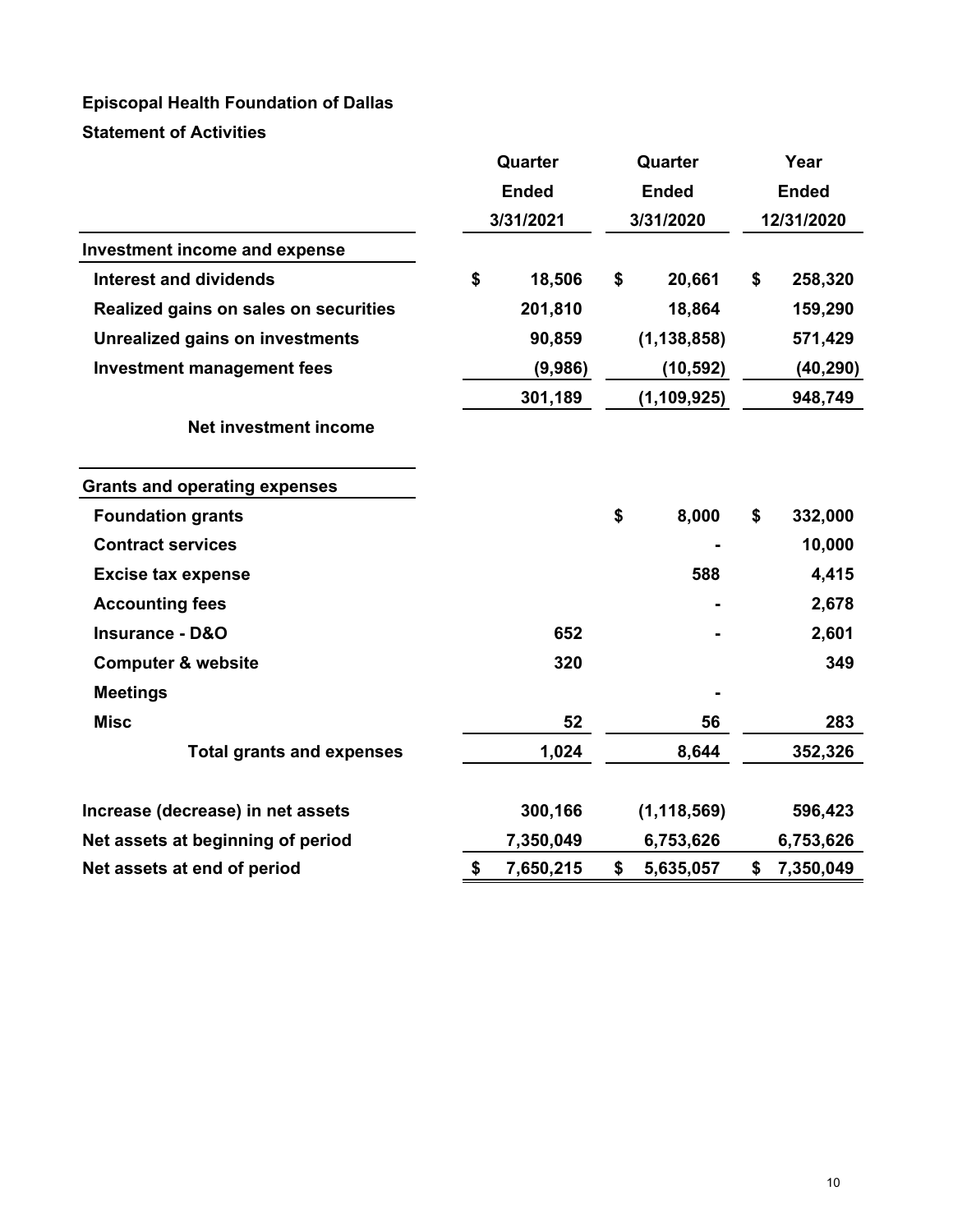**Episcopal Health Foundation of Dallas**

**Statement of Activities**

| | Quarter Ended 3/31/2021 | Quarter Ended 3/31/2020 | Year Ended 12/31/2020 |
|---|---|---|---|
| **Investment income and expense** | | | |
| Interest and dividends | $ 18,506 | $ 20,661 | $ 258,320 |
| Realized gains on sales on securities | 201,810 | 18,864 | 159,290 |
| Unrealized gains on investments | 90,859 | (1,138,858) | 571,429 |
| Investment management fees | (9,986) | (10,592) | (40,290) |
| | 301,189 | (1,109,925) | 948,749 |
| Net investment income | | | |
| **Grants and operating expenses** | | | |
| Foundation grants | | $ 8,000 | $ 332,000 |
| Contract services | | - | 10,000 |
| Excise tax expense | | 588 | 4,415 |
| Accounting fees | | - | 2,678 |
| Insurance - D&O | 652 | - | 2,601 |
| Computer & website | 320 | | 349 |
| Meetings | | - | |
| Misc | 52 | 56 | 283 |
| Total grants and expenses | 1,024 | 8,644 | 352,326 |
| Increase (decrease) in net assets | 300,166 | (1,118,569) | 596,423 |
| Net assets at beginning of period | 7,350,049 | 6,753,626 | 6,753,626 |
| Net assets at end of period | $ 7,650,215 | $ 5,635,057 | $ 7,350,049 |